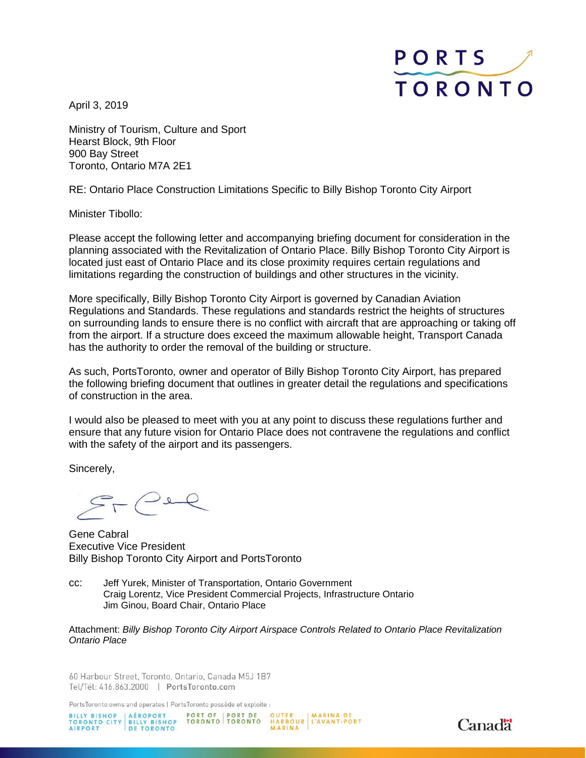April 3, 2019

Ministry of Tourism, Culture and Sport
Hearst Block, 9th Floor
900 Bay Street
Toronto, Ontario M7A 2E1

RE: Ontario Place Construction Limitations Specific to Billy Bishop Toronto City Airport

Minister Tibollo:

Please accept the following letter and accompanying briefing document for consideration in the planning associated with the Revitalization of Ontario Place. Billy Bishop Toronto City Airport is located just east of Ontario Place and its close proximity requires certain regulations and limitations regarding the construction of buildings and other structures in the vicinity.

More specifically, Billy Bishop Toronto City Airport is governed by Canadian Aviation Regulations and Standards. These regulations and standards restrict the heights of structures on surrounding lands to ensure there is no conflict with aircraft that are approaching or taking off from the airport. If a structure does exceed the maximum allowable height, Transport Canada has the authority to order the removal of the building or structure.

As such, PortsToronto, owner and operator of Billy Bishop Toronto City Airport, has prepared the following briefing document that outlines in greater detail the regulations and specifications of construction in the area.

I would also be pleased to meet with you at any point to discuss these regulations further and ensure that any future vision for Ontario Place does not contravene the regulations and conflict with the safety of the airport and its passengers.

Sincerely,

Gene Cabral
Executive Vice President
Billy Bishop Toronto City Airport and PortsToronto

cc: Jeff Yurek, Minister of Transportation, Ontario Government
Craig Lorentz, Vice President Commercial Projects, Infrastructure Ontario
Jim Ginou, Board Chair, Ontario Place

Attachment: *Billy Bishop Toronto City Airport Airspace Controls Related to Ontario Place Revitalization Ontario Place*

60 Harbour Street, Toronto, Ontario, Canada M5J 1B7
Tel/Tél: 416.863.2000 | PortsToronto.com

PortsToronto owns and operates | PortsToronto possède et exploite :
BILLY BISHOP TORONTO CITY AIRPORT | AÉROPORT BILLY BISHOP DE TORONTO | PORT OF TORONTO | PORT DE TORONTO | OUTER HARBOUR MARINA | MARINA DE L'AVANT-PORT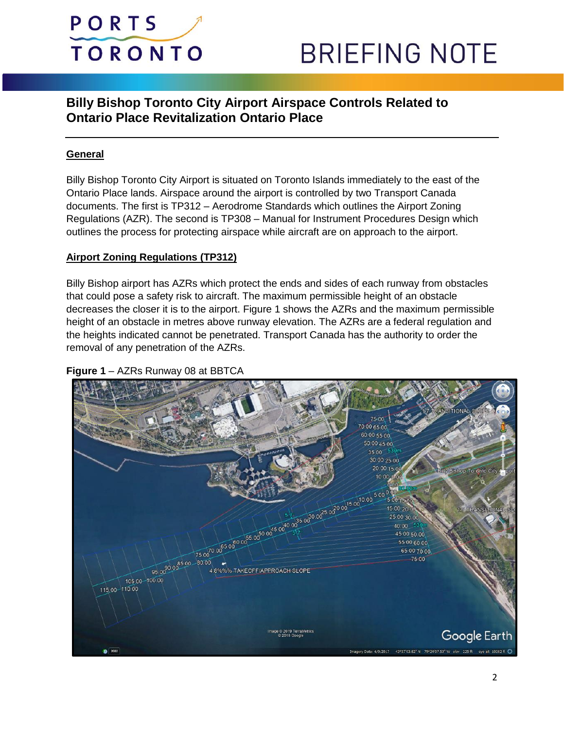# BRIEFING NOTE

## Billy Bishop Toronto City Airport Airspace Controls Related to Ontario Place Revitalization Ontario Place

### General

Billy Bishop Toronto City Airport is situated on Toronto Islands immediately to the east of the Ontario Place lands. Airspace around the airport is controlled by two Transport Canada documents. The first is TP312 – Aerodrome Standards which outlines the Airport Zoning Regulations (AZR). The second is TP308 – Manual for Instrument Procedures Design which outlines the process for protecting airspace while aircraft are on approach to the airport.

### Airport Zoning Regulations (TP312)

Billy Bishop airport has AZRs which protect the ends and sides of each runway from obstacles that could pose a safety risk to aircraft. The maximum permissible height of an obstacle decreases the closer it is to the airport. Figure 1 shows the AZRs and the maximum permissible height of an obstacle in metres above runway elevation. The AZRs are a federal regulation and the heights indicated cannot be penetrated. Transport Canada has the authority to order the removal of any penetration of the AZRs.

**Figure 1** – AZRs Runway 08 at BBTCA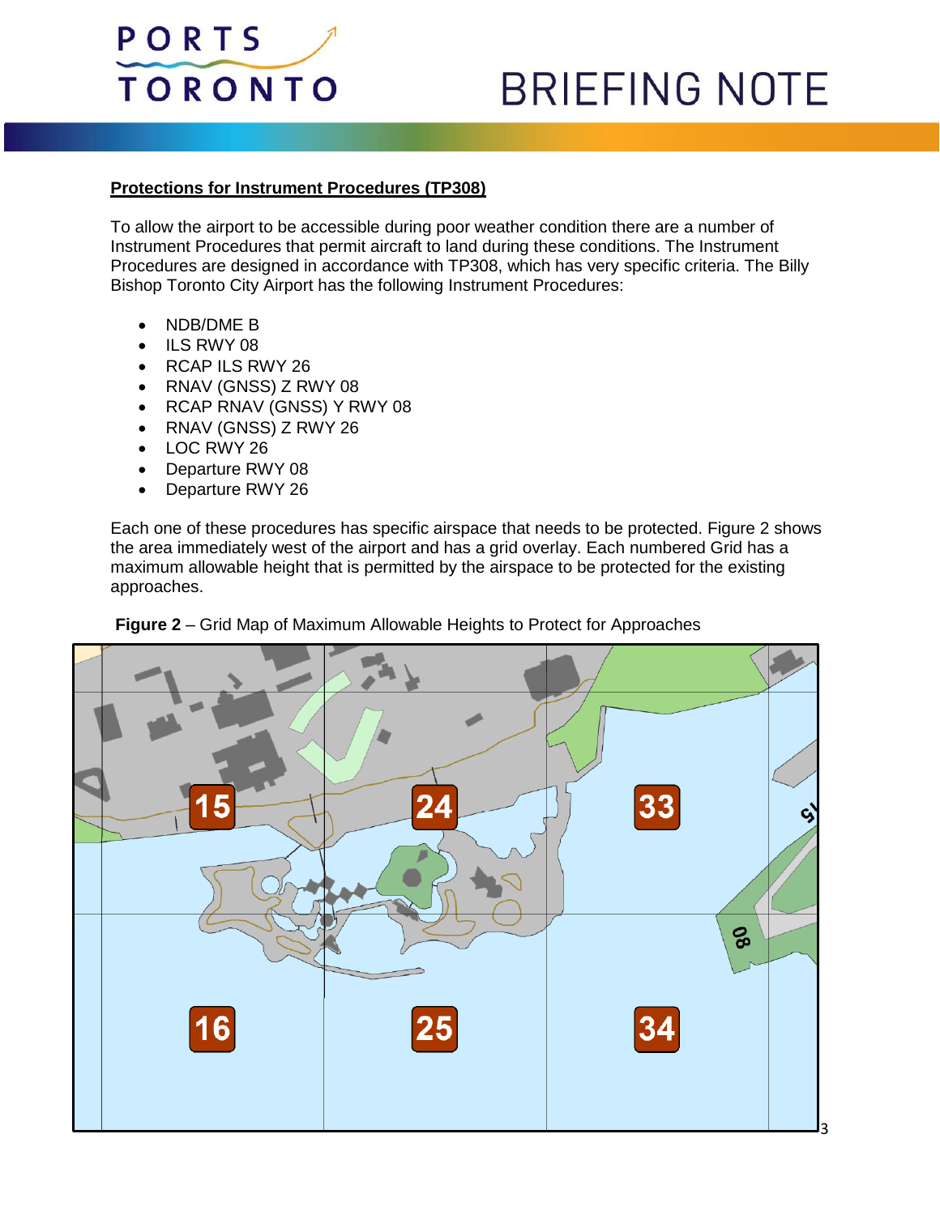**Protections for Instrument Procedures (TP308)**

To allow the airport to be accessible during poor weather condition there are a number of Instrument Procedures that permit aircraft to land during these conditions. The Instrument Procedures are designed in accordance with TP308, which has very specific criteria. The Billy Bishop Toronto City Airport has the following Instrument Procedures:

- NDB/DME B
- ILS RWY 08
- RCAP ILS RWY 26
- RNAV (GNSS) Z RWY 08
- RCAP RNAV (GNSS) Y RWY 08
- RNAV (GNSS) Z RWY 26
- LOC RWY 26
- Departure RWY 08
- Departure RWY 26

Each one of these procedures has specific airspace that needs to be protected. Figure 2 shows the area immediately west of the airport and has a grid overlay. Each numbered Grid has a maximum allowable height that is permitted by the airspace to be protected for the existing approaches.

**Figure 2** – Grid Map of Maximum Allowable Heights to Protect for Approaches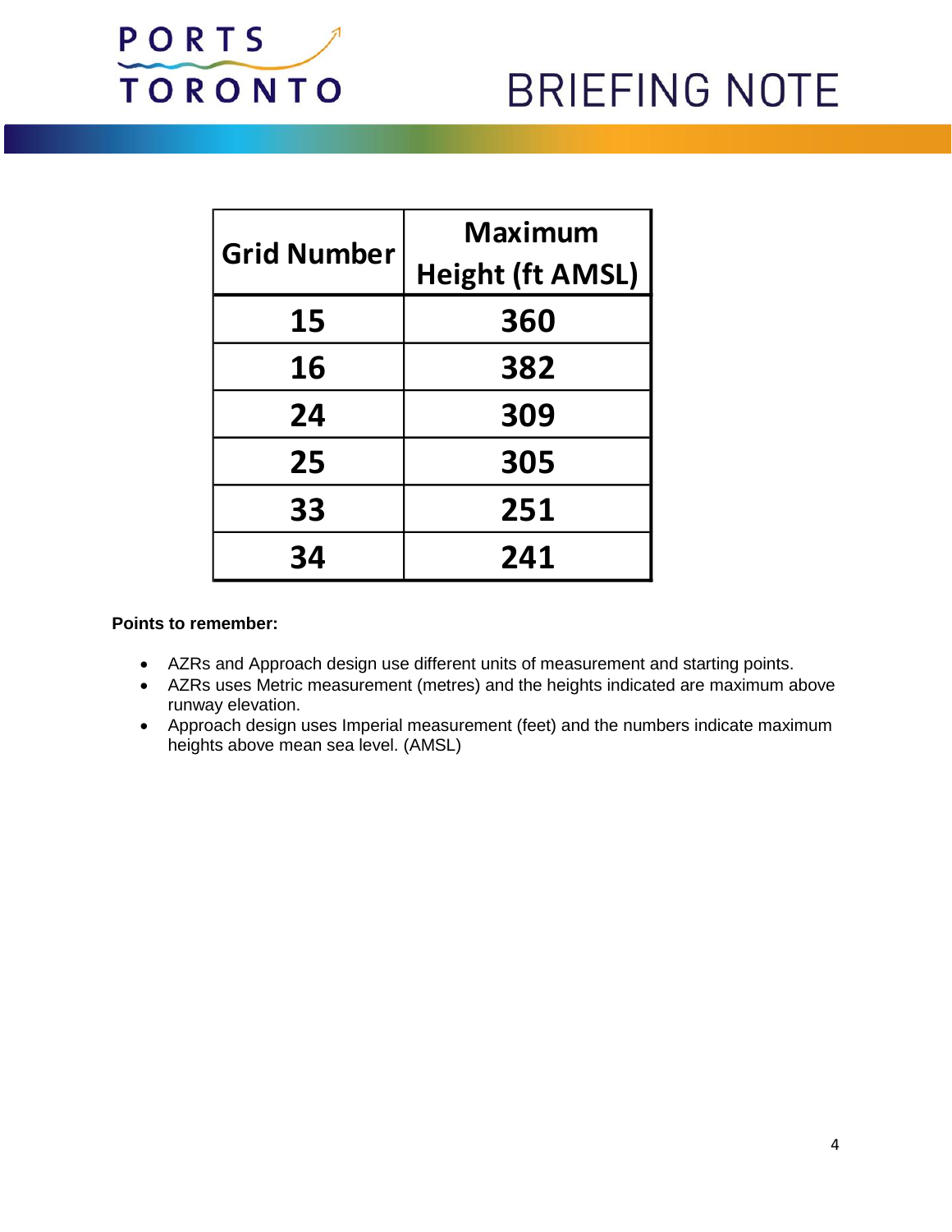| Grid Number | Maximum Height (ft AMSL) |
|---|---|
| 15 | 360 |
| 16 | 382 |
| 24 | 309 |
| 25 | 305 |
| 33 | 251 |
| 34 | 241 |

**Points to remember:**

- AZRs and Approach design use different units of measurement and starting points.
- AZRs uses Metric measurement (metres) and the heights indicated are maximum above runway elevation.
- Approach design uses Imperial measurement (feet) and the numbers indicate maximum heights above mean sea level. (AMSL)